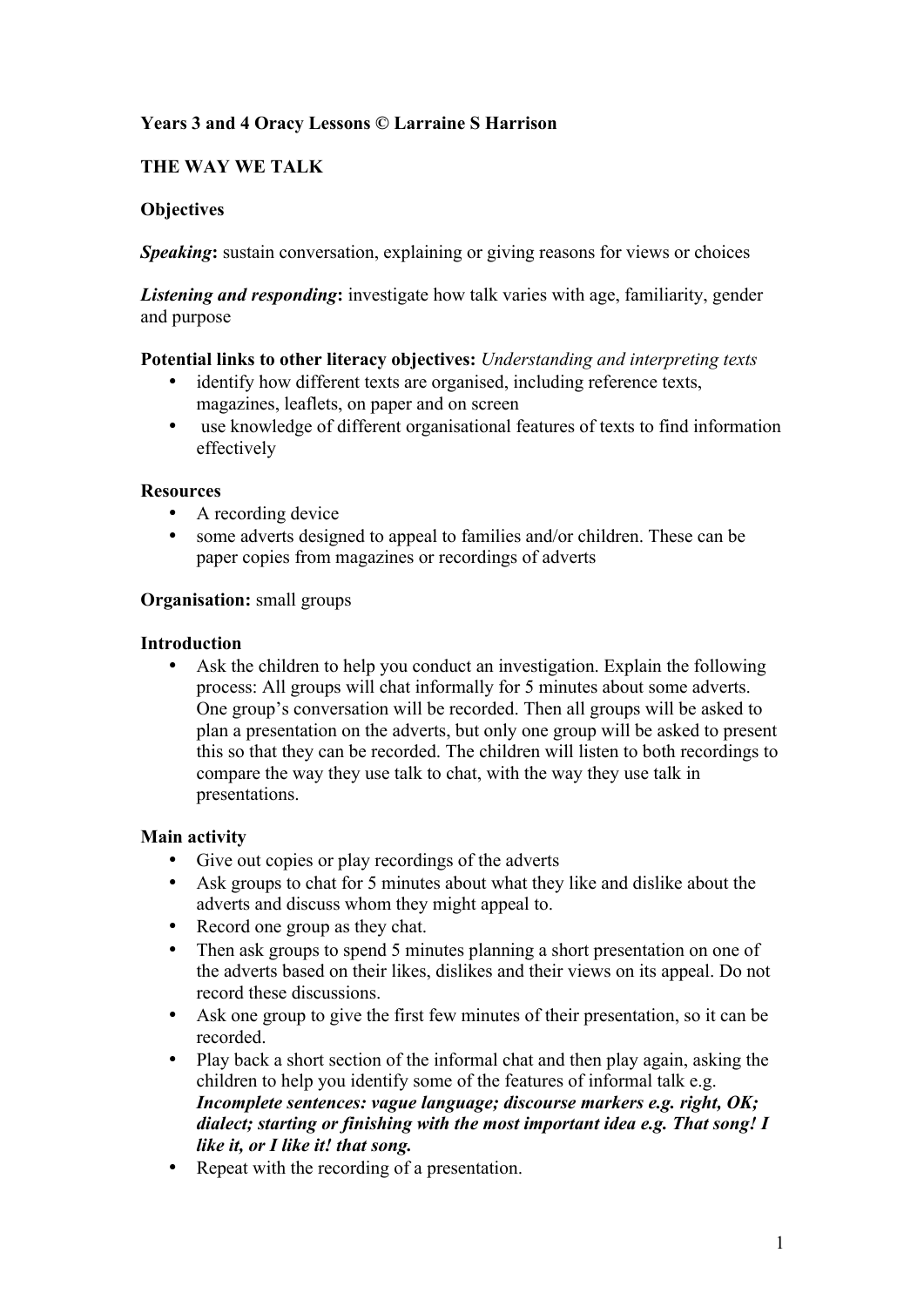**Years 3 and 4 Oracy Lessons © Larraine S Harrison**

# THE WAY WE TALK

## Objectives

***Speaking*****:** sustain conversation, explaining or giving reasons for views or choices

***Listening and responding*****:** investigate how talk varies with age, familiarity, gender and purpose

**Potential links to other literacy objectives:** *Understanding and interpreting texts*

- identify how different texts are organised, including reference texts, magazines, leaflets, on paper and on screen
- use knowledge of different organisational features of texts to find information effectively

## Resources

- A recording device
- some adverts designed to appeal to families and/or children. These can be paper copies from magazines or recordings of adverts

**Organisation:** small groups

## Introduction

- Ask the children to help you conduct an investigation. Explain the following process: All groups will chat informally for 5 minutes about some adverts. One group's conversation will be recorded. Then all groups will be asked to plan a presentation on the adverts, but only one group will be asked to present this so that they can be recorded. The children will listen to both recordings to compare the way they use talk to chat, with the way they use talk in presentations.

## Main activity

- Give out copies or play recordings of the adverts
- Ask groups to chat for 5 minutes about what they like and dislike about the adverts and discuss whom they might appeal to.
- Record one group as they chat.
- Then ask groups to spend 5 minutes planning a short presentation on one of the adverts based on their likes, dislikes and their views on its appeal. Do not record these discussions.
- Ask one group to give the first few minutes of their presentation, so it can be recorded.
- Play back a short section of the informal chat and then play again, asking the children to help you identify some of the features of informal talk e.g. ***Incomplete sentences: vague language; discourse markers e.g. right, OK; dialect; starting or finishing with the most important idea e.g. That song! I like it, or I like it! that song.***
- Repeat with the recording of a presentation.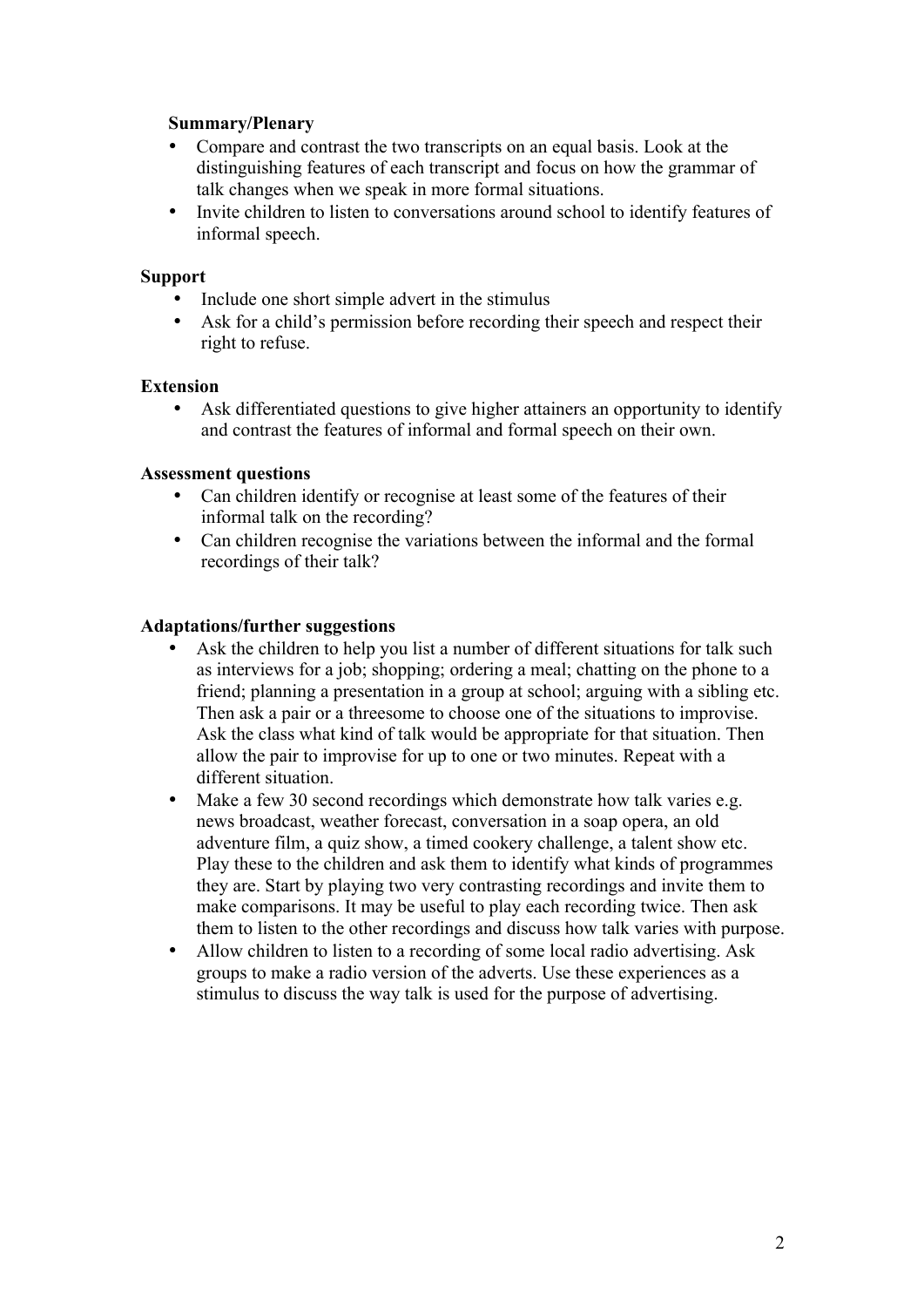**Summary/Plenary**

- Compare and contrast the two transcripts on an equal basis. Look at the distinguishing features of each transcript and focus on how the grammar of talk changes when we speak in more formal situations.
- Invite children to listen to conversations around school to identify features of informal speech.

**Support**

- Include one short simple advert in the stimulus
- Ask for a child's permission before recording their speech and respect their right to refuse.

**Extension**

- Ask differentiated questions to give higher attainers an opportunity to identify and contrast the features of informal and formal speech on their own.

**Assessment questions**

- Can children identify or recognise at least some of the features of their informal talk on the recording?
- Can children recognise the variations between the informal and the formal recordings of their talk?

**Adaptations/further suggestions**

- Ask the children to help you list a number of different situations for talk such as interviews for a job; shopping; ordering a meal; chatting on the phone to a friend; planning a presentation in a group at school; arguing with a sibling etc. Then ask a pair or a threesome to choose one of the situations to improvise. Ask the class what kind of talk would be appropriate for that situation. Then allow the pair to improvise for up to one or two minutes. Repeat with a different situation.
- Make a few 30 second recordings which demonstrate how talk varies e.g. news broadcast, weather forecast, conversation in a soap opera, an old adventure film, a quiz show, a timed cookery challenge, a talent show etc. Play these to the children and ask them to identify what kinds of programmes they are. Start by playing two very contrasting recordings and invite them to make comparisons. It may be useful to play each recording twice. Then ask them to listen to the other recordings and discuss how talk varies with purpose.
- Allow children to listen to a recording of some local radio advertising. Ask groups to make a radio version of the adverts. Use these experiences as a stimulus to discuss the way talk is used for the purpose of advertising.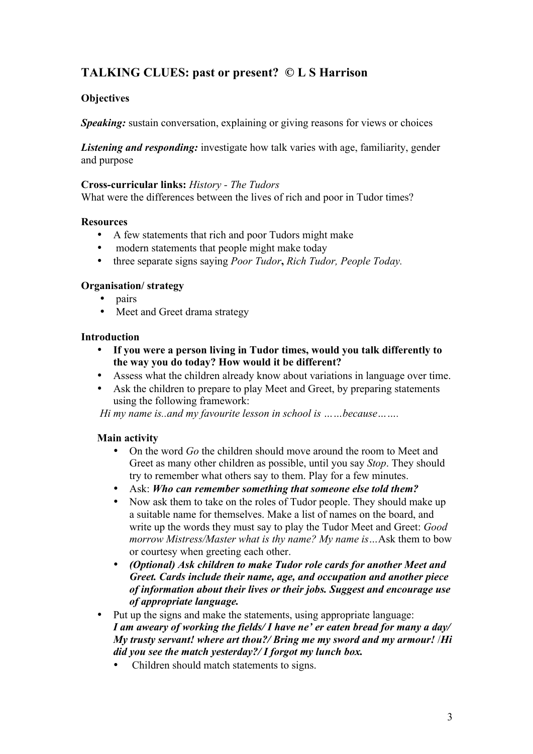## TALKING CLUES: past or present? © L S Harrison

### Objectives

***Speaking:*** sustain conversation, explaining or giving reasons for views or choices

***Listening and responding:*** investigate how talk varies with age, familiarity, gender and purpose

**Cross-curricular links:** *History - The Tudors*
What were the differences between the lives of rich and poor in Tudor times?

### Resources

- A few statements that rich and poor Tudors might make
- modern statements that people might make today
- three separate signs saying *Poor Tudor*, *Rich Tudor, People Today.*

### Organisation/ strategy

- pairs
- Meet and Greet drama strategy

### Introduction

- **If you were a person living in Tudor times, would you talk differently to the way you do today? How would it be different?**
- Assess what the children already know about variations in language over time.
- Ask the children to prepare to play Meet and Greet, by preparing statements using the following framework:

*Hi my name is..and my favourite lesson in school is ……because…….*

### Main activity

- On the word *Go* the children should move around the room to Meet and Greet as many other children as possible, until you say *Stop*. They should try to remember what others say to them. Play for a few minutes.
- Ask: ***Who can remember something that someone else told them?***
- Now ask them to take on the roles of Tudor people. They should make up a suitable name for themselves. Make a list of names on the board, and write up the words they must say to play the Tudor Meet and Greet: *Good morrow Mistress/Master what is thy name? My name is…*Ask them to bow or courtesy when greeting each other.
- ***(Optional) Ask children to make Tudor role cards for another Meet and Greet. Cards include their name, age, and occupation and another piece of information about their lives or their jobs. Suggest and encourage use of appropriate language.***
- Put up the signs and make the statements, using appropriate language: ***I am aweary of working the fields/ I have ne' er eaten bread for many a day/ My trusty servant! where art thou?/ Bring me my sword and my armour!*** /***Hi did you see the match yesterday?/ I forgot my lunch box.***
  - Children should match statements to signs.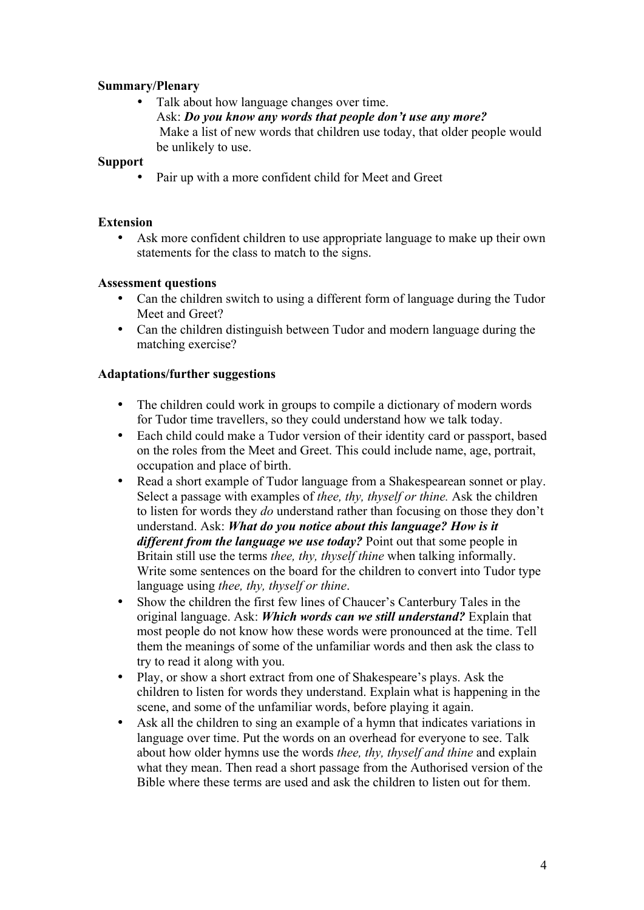**Summary/Plenary**

- Talk about how language changes over time.
  Ask: ***Do you know any words that people don't use any more?***
  Make a list of new words that children use today, that older people would be unlikely to use.

**Support**

- Pair up with a more confident child for Meet and Greet

**Extension**

- Ask more confident children to use appropriate language to make up their own statements for the class to match to the signs.

**Assessment questions**

- Can the children switch to using a different form of language during the Tudor Meet and Greet?
- Can the children distinguish between Tudor and modern language during the matching exercise?

**Adaptations/further suggestions**

- The children could work in groups to compile a dictionary of modern words for Tudor time travellers, so they could understand how we talk today.
- Each child could make a Tudor version of their identity card or passport, based on the roles from the Meet and Greet. This could include name, age, portrait, occupation and place of birth.
- Read a short example of Tudor language from a Shakespearean sonnet or play. Select a passage with examples of *thee, thy, thyself or thine.* Ask the children to listen for words they *do* understand rather than focusing on those they don't understand. Ask: ***What do you notice about this language? How is it different from the language we use today?*** Point out that some people in Britain still use the terms *thee, thy, thyself thine* when talking informally. Write some sentences on the board for the children to convert into Tudor type language using *thee, thy, thyself or thine*.
- Show the children the first few lines of Chaucer's Canterbury Tales in the original language. Ask: ***Which words can we still understand?*** Explain that most people do not know how these words were pronounced at the time. Tell them the meanings of some of the unfamiliar words and then ask the class to try to read it along with you.
- Play, or show a short extract from one of Shakespeare's plays. Ask the children to listen for words they understand. Explain what is happening in the scene, and some of the unfamiliar words, before playing it again.
- Ask all the children to sing an example of a hymn that indicates variations in language over time. Put the words on an overhead for everyone to see. Talk about how older hymns use the words *thee, thy, thyself and thine* and explain what they mean. Then read a short passage from the Authorised version of the Bible where these terms are used and ask the children to listen out for them.